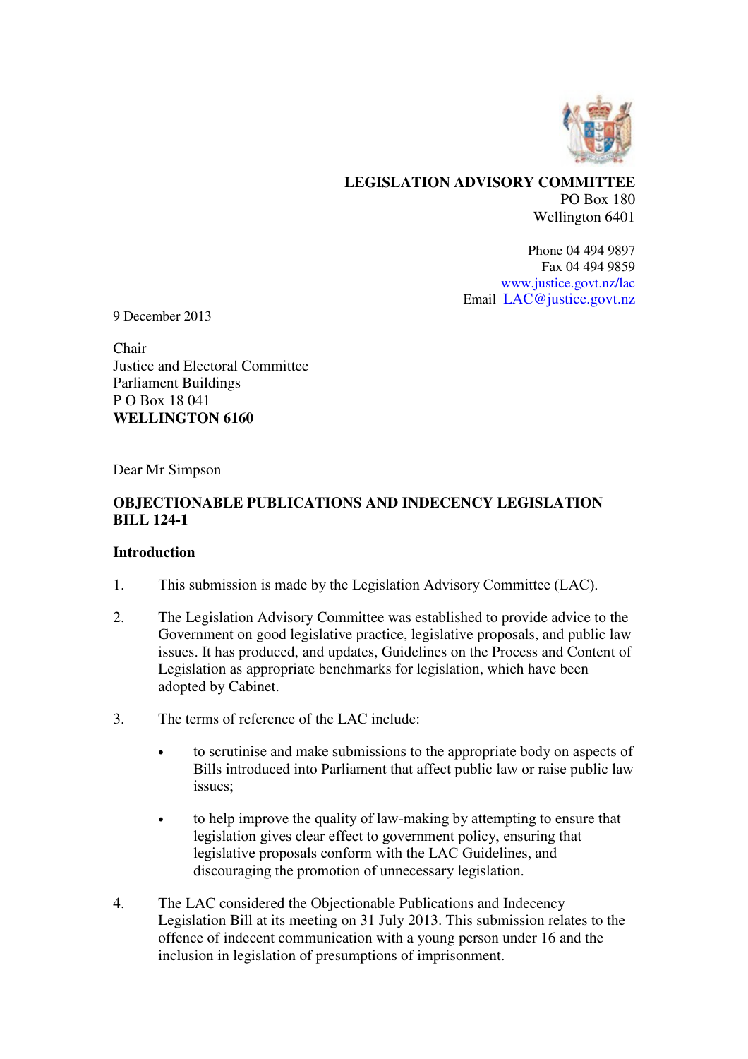**LEGISLATION ADVISORY COMMITTEE**
PO Box 180
Wellington 6401

Phone 04 494 9897
Fax 04 494 9859
www.justice.govt.nz/lac
Email LAC@justice.govt.nz

9 December 2013

Chair
Justice and Electoral Committee
Parliament Buildings
P O Box 18 041
**WELLINGTON 6160**

Dear Mr Simpson

**OBJECTIONABLE PUBLICATIONS AND INDECENCY LEGISLATION BILL 124-1**

**Introduction**

1. This submission is made by the Legislation Advisory Committee (LAC).

2. The Legislation Advisory Committee was established to provide advice to the Government on good legislative practice, legislative proposals, and public law issues. It has produced, and updates, Guidelines on the Process and Content of Legislation as appropriate benchmarks for legislation, which have been adopted by Cabinet.

3. The terms of reference of the LAC include:

   - to scrutinise and make submissions to the appropriate body on aspects of Bills introduced into Parliament that affect public law or raise public law issues;

   - to help improve the quality of law-making by attempting to ensure that legislation gives clear effect to government policy, ensuring that legislative proposals conform with the LAC Guidelines, and discouraging the promotion of unnecessary legislation.

4. The LAC considered the Objectionable Publications and Indecency Legislation Bill at its meeting on 31 July 2013. This submission relates to the offence of indecent communication with a young person under 16 and the inclusion in legislation of presumptions of imprisonment.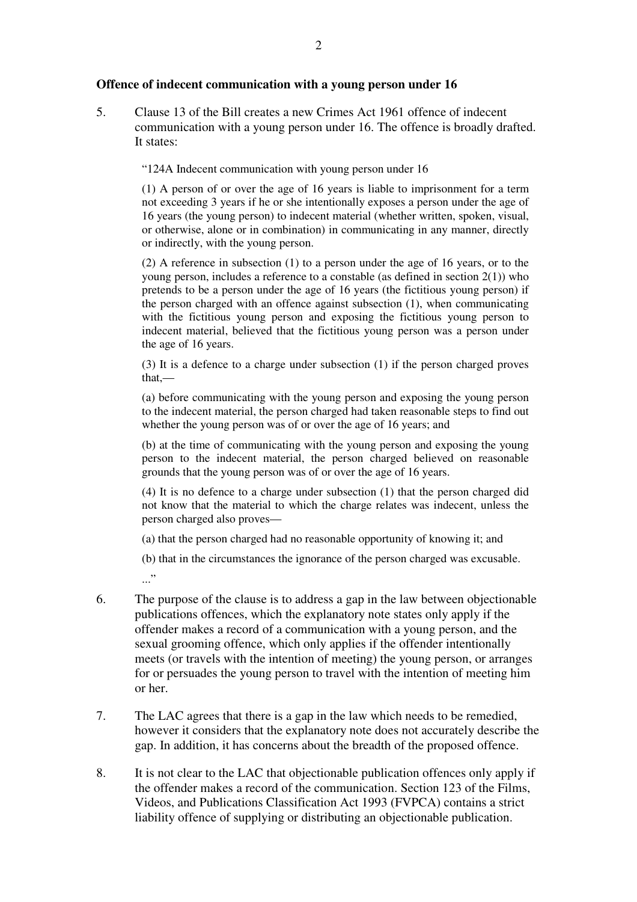**Offence of indecent communication with a young person under 16**

5. Clause 13 of the Bill creates a new Crimes Act 1961 offence of indecent communication with a young person under 16. The offence is broadly drafted. It states:

> "124A Indecent communication with young person under 16
>
> (1) A person of or over the age of 16 years is liable to imprisonment for a term not exceeding 3 years if he or she intentionally exposes a person under the age of 16 years (the young person) to indecent material (whether written, spoken, visual, or otherwise, alone or in combination) in communicating in any manner, directly or indirectly, with the young person.
>
> (2) A reference in subsection (1) to a person under the age of 16 years, or to the young person, includes a reference to a constable (as defined in section 2(1)) who pretends to be a person under the age of 16 years (the fictitious young person) if the person charged with an offence against subsection (1), when communicating with the fictitious young person and exposing the fictitious young person to indecent material, believed that the fictitious young person was a person under the age of 16 years.
>
> (3) It is a defence to a charge under subsection (1) if the person charged proves that,—
>
> (a) before communicating with the young person and exposing the young person to the indecent material, the person charged had taken reasonable steps to find out whether the young person was of or over the age of 16 years; and
>
> (b) at the time of communicating with the young person and exposing the young person to the indecent material, the person charged believed on reasonable grounds that the young person was of or over the age of 16 years.
>
> (4) It is no defence to a charge under subsection (1) that the person charged did not know that the material to which the charge relates was indecent, unless the person charged also proves—
>
> (a) that the person charged had no reasonable opportunity of knowing it; and
>
> (b) that in the circumstances the ignorance of the person charged was excusable.
>
> ..."

6. The purpose of the clause is to address a gap in the law between objectionable publications offences, which the explanatory note states only apply if the offender makes a record of a communication with a young person, and the sexual grooming offence, which only applies if the offender intentionally meets (or travels with the intention of meeting) the young person, or arranges for or persuades the young person to travel with the intention of meeting him or her.

7. The LAC agrees that there is a gap in the law which needs to be remedied, however it considers that the explanatory note does not accurately describe the gap. In addition, it has concerns about the breadth of the proposed offence.

8. It is not clear to the LAC that objectionable publication offences only apply if the offender makes a record of the communication. Section 123 of the Films, Videos, and Publications Classification Act 1993 (FVPCA) contains a strict liability offence of supplying or distributing an objectionable publication.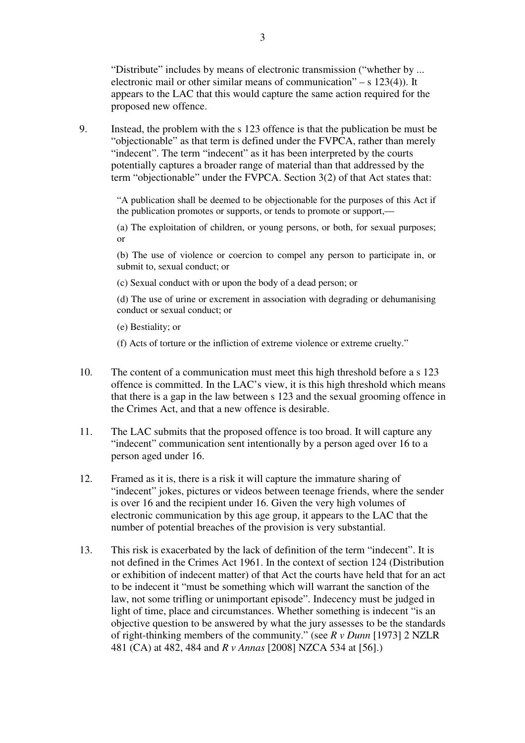"Distribute" includes by means of electronic transmission ("whether by ... electronic mail or other similar means of communication" – s 123(4)). It appears to the LAC that this would capture the same action required for the proposed new offence.

9. Instead, the problem with the s 123 offence is that the publication be must be "objectionable" as that term is defined under the FVPCA, rather than merely "indecent". The term "indecent" as it has been interpreted by the courts potentially captures a broader range of material than that addressed by the term "objectionable" under the FVPCA. Section 3(2) of that Act states that:

> "A publication shall be deemed to be objectionable for the purposes of this Act if the publication promotes or supports, or tends to promote or support,—
>
> (a) The exploitation of children, or young persons, or both, for sexual purposes; or
>
> (b) The use of violence or coercion to compel any person to participate in, or submit to, sexual conduct; or
>
> (c) Sexual conduct with or upon the body of a dead person; or
>
> (d) The use of urine or excrement in association with degrading or dehumanising conduct or sexual conduct; or
>
> (e) Bestiality; or
>
> (f) Acts of torture or the infliction of extreme violence or extreme cruelty."

10. The content of a communication must meet this high threshold before a s 123 offence is committed. In the LAC's view, it is this high threshold which means that there is a gap in the law between s 123 and the sexual grooming offence in the Crimes Act, and that a new offence is desirable.

11. The LAC submits that the proposed offence is too broad. It will capture any "indecent" communication sent intentionally by a person aged over 16 to a person aged under 16.

12. Framed as it is, there is a risk it will capture the immature sharing of "indecent" jokes, pictures or videos between teenage friends, where the sender is over 16 and the recipient under 16. Given the very high volumes of electronic communication by this age group, it appears to the LAC that the number of potential breaches of the provision is very substantial.

13. This risk is exacerbated by the lack of definition of the term "indecent". It is not defined in the Crimes Act 1961. In the context of section 124 (Distribution or exhibition of indecent matter) of that Act the courts have held that for an act to be indecent it "must be something which will warrant the sanction of the law, not some trifling or unimportant episode". Indecency must be judged in light of time, place and circumstances. Whether something is indecent "is an objective question to be answered by what the jury assesses to be the standards of right-thinking members of the community." (see *R v Dunn* [1973] 2 NZLR 481 (CA) at 482, 484 and *R v Annas* [2008] NZCA 534 at [56].)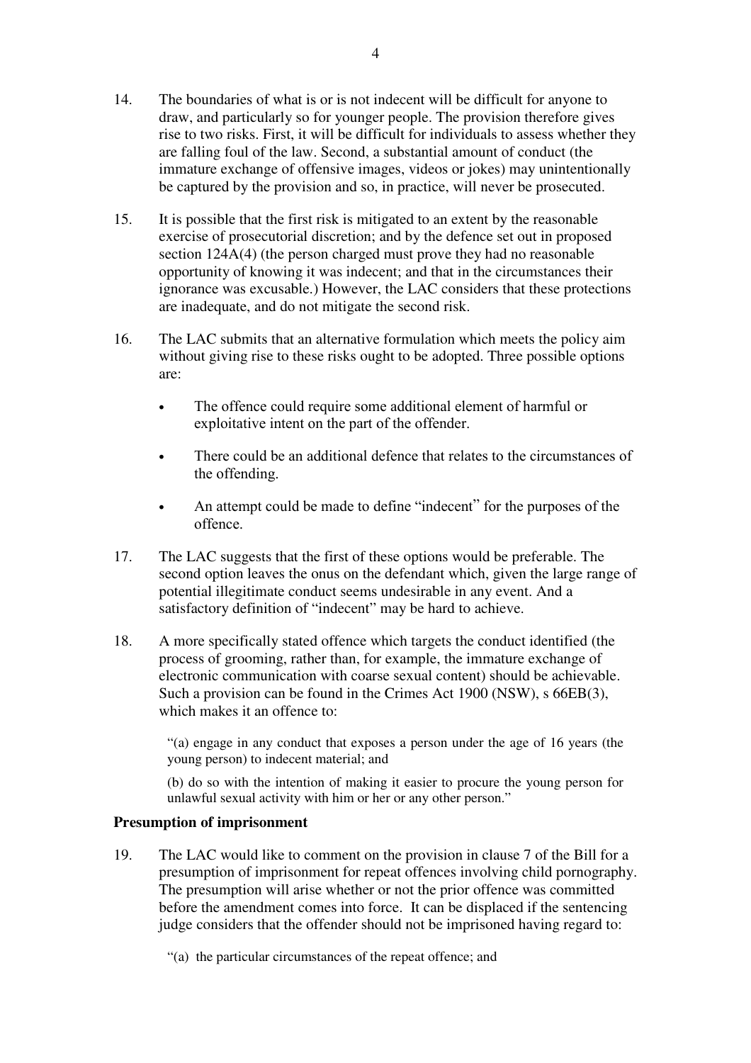14. The boundaries of what is or is not indecent will be difficult for anyone to draw, and particularly so for younger people. The provision therefore gives rise to two risks. First, it will be difficult for individuals to assess whether they are falling foul of the law. Second, a substantial amount of conduct (the immature exchange of offensive images, videos or jokes) may unintentionally be captured by the provision and so, in practice, will never be prosecuted.

15. It is possible that the first risk is mitigated to an extent by the reasonable exercise of prosecutorial discretion; and by the defence set out in proposed section 124A(4) (the person charged must prove they had no reasonable opportunity of knowing it was indecent; and that in the circumstances their ignorance was excusable.) However, the LAC considers that these protections are inadequate, and do not mitigate the second risk.

16. The LAC submits that an alternative formulation which meets the policy aim without giving rise to these risks ought to be adopted. Three possible options are:

    - The offence could require some additional element of harmful or exploitative intent on the part of the offender.
    - There could be an additional defence that relates to the circumstances of the offending.
    - An attempt could be made to define "indecent" for the purposes of the offence.

17. The LAC suggests that the first of these options would be preferable. The second option leaves the onus on the defendant which, given the large range of potential illegitimate conduct seems undesirable in any event. And a satisfactory definition of "indecent" may be hard to achieve.

18. A more specifically stated offence which targets the conduct identified (the process of grooming, rather than, for example, the immature exchange of electronic communication with coarse sexual content) should be achievable. Such a provision can be found in the Crimes Act 1900 (NSW), s 66EB(3), which makes it an offence to:

    > "(a) engage in any conduct that exposes a person under the age of 16 years (the young person) to indecent material; and
    >
    > (b) do so with the intention of making it easier to procure the young person for unlawful sexual activity with him or her or any other person."

**Presumption of imprisonment**

19. The LAC would like to comment on the provision in clause 7 of the Bill for a presumption of imprisonment for repeat offences involving child pornography. The presumption will arise whether or not the prior offence was committed before the amendment comes into force. It can be displaced if the sentencing judge considers that the offender should not be imprisoned having regard to:

    > "(a) the particular circumstances of the repeat offence; and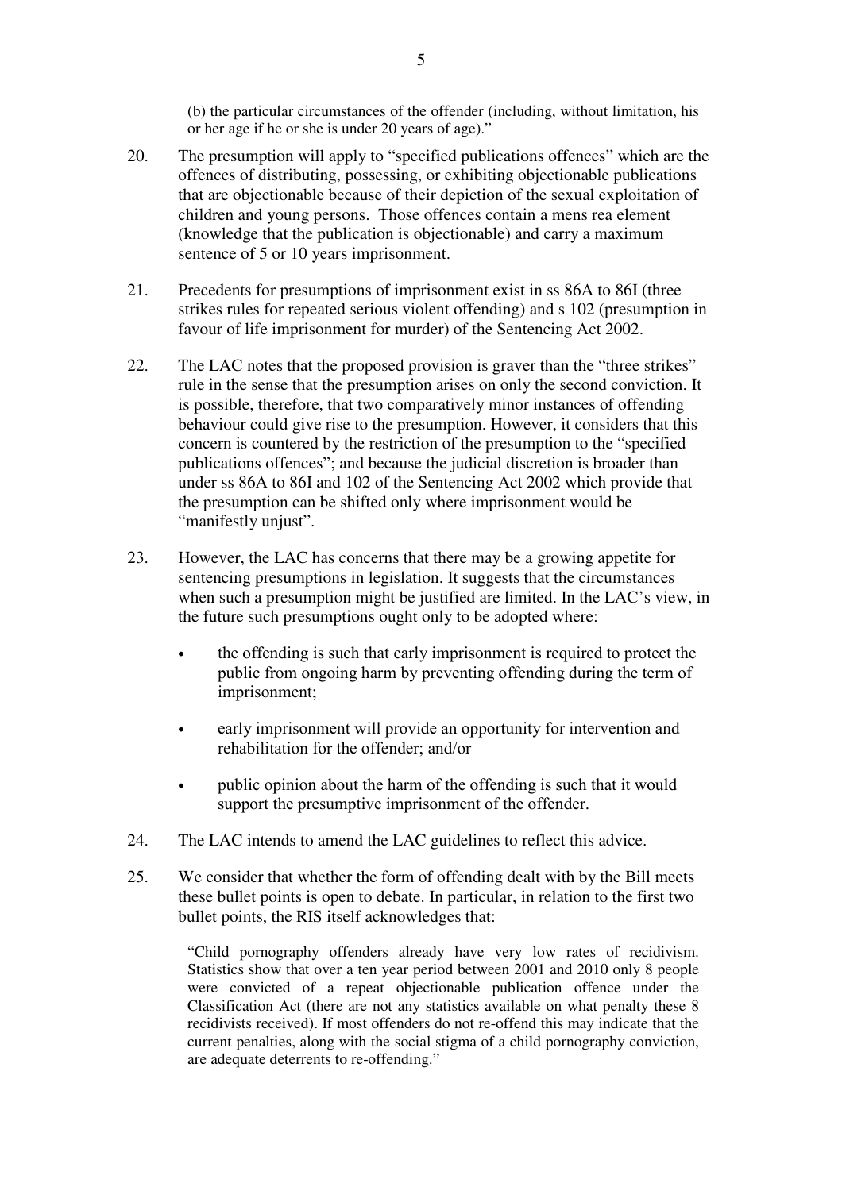(b) the particular circumstances of the offender (including, without limitation, his or her age if he or she is under 20 years of age)."

20. The presumption will apply to "specified publications offences" which are the offences of distributing, possessing, or exhibiting objectionable publications that are objectionable because of their depiction of the sexual exploitation of children and young persons. Those offences contain a mens rea element (knowledge that the publication is objectionable) and carry a maximum sentence of 5 or 10 years imprisonment.

21. Precedents for presumptions of imprisonment exist in ss 86A to 86I (three strikes rules for repeated serious violent offending) and s 102 (presumption in favour of life imprisonment for murder) of the Sentencing Act 2002.

22. The LAC notes that the proposed provision is graver than the "three strikes" rule in the sense that the presumption arises on only the second conviction. It is possible, therefore, that two comparatively minor instances of offending behaviour could give rise to the presumption. However, it considers that this concern is countered by the restriction of the presumption to the "specified publications offences"; and because the judicial discretion is broader than under ss 86A to 86I and 102 of the Sentencing Act 2002 which provide that the presumption can be shifted only where imprisonment would be "manifestly unjust".

23. However, the LAC has concerns that there may be a growing appetite for sentencing presumptions in legislation. It suggests that the circumstances when such a presumption might be justified are limited. In the LAC's view, in the future such presumptions ought only to be adopted where:

- the offending is such that early imprisonment is required to protect the public from ongoing harm by preventing offending during the term of imprisonment;
- early imprisonment will provide an opportunity for intervention and rehabilitation for the offender; and/or
- public opinion about the harm of the offending is such that it would support the presumptive imprisonment of the offender.

24. The LAC intends to amend the LAC guidelines to reflect this advice.

25. We consider that whether the form of offending dealt with by the Bill meets these bullet points is open to debate. In particular, in relation to the first two bullet points, the RIS itself acknowledges that:

> "Child pornography offenders already have very low rates of recidivism. Statistics show that over a ten year period between 2001 and 2010 only 8 people were convicted of a repeat objectionable publication offence under the Classification Act (there are not any statistics available on what penalty these 8 recidivists received). If most offenders do not re-offend this may indicate that the current penalties, along with the social stigma of a child pornography conviction, are adequate deterrents to re-offending."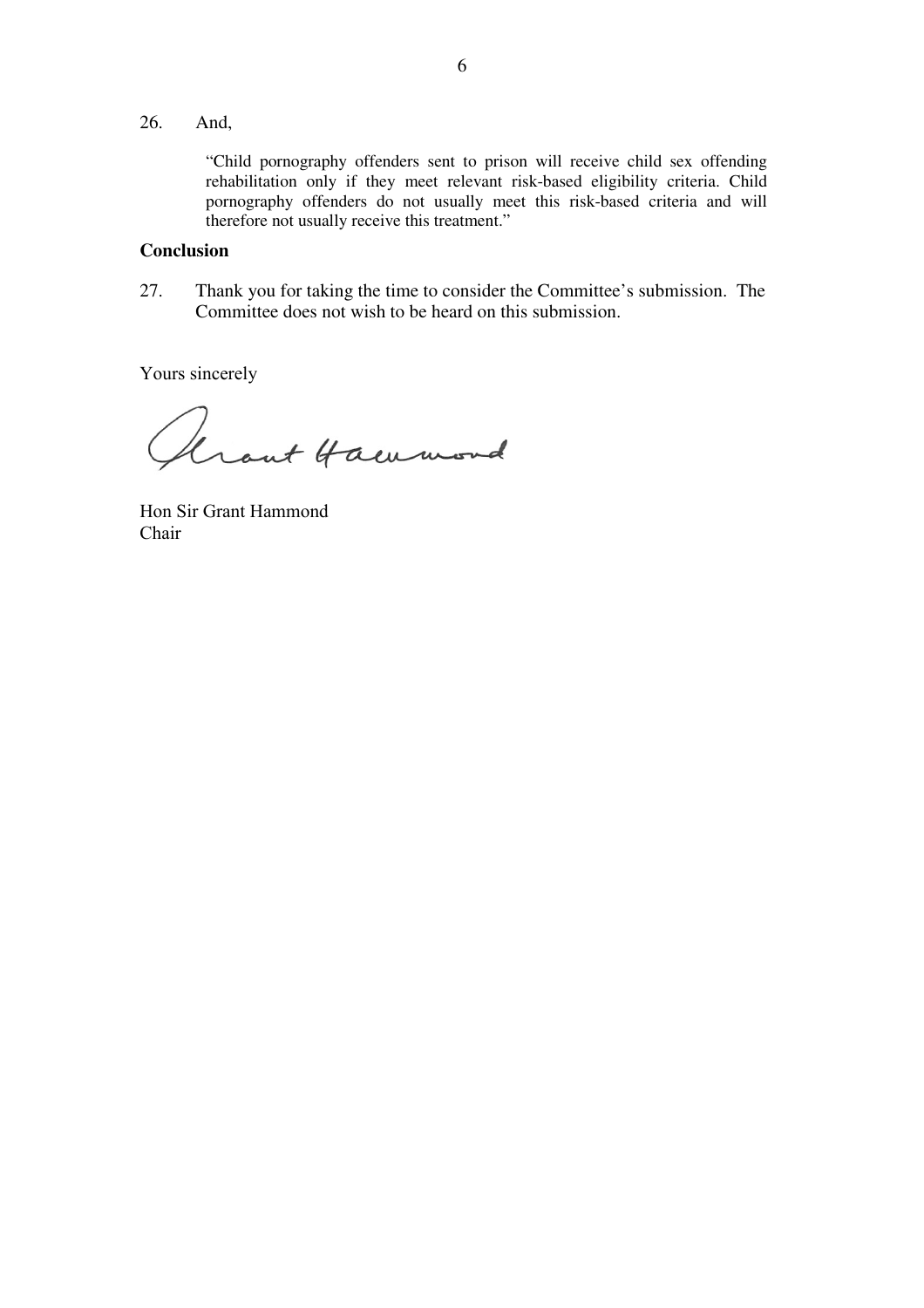26. And,

> "Child pornography offenders sent to prison will receive child sex offending rehabilitation only if they meet relevant risk-based eligibility criteria. Child pornography offenders do not usually meet this risk-based criteria and will therefore not usually receive this treatment."

**Conclusion**

27. Thank you for taking the time to consider the Committee's submission. The Committee does not wish to be heard on this submission.

Yours sincerely

Hon Sir Grant Hammond
Chair